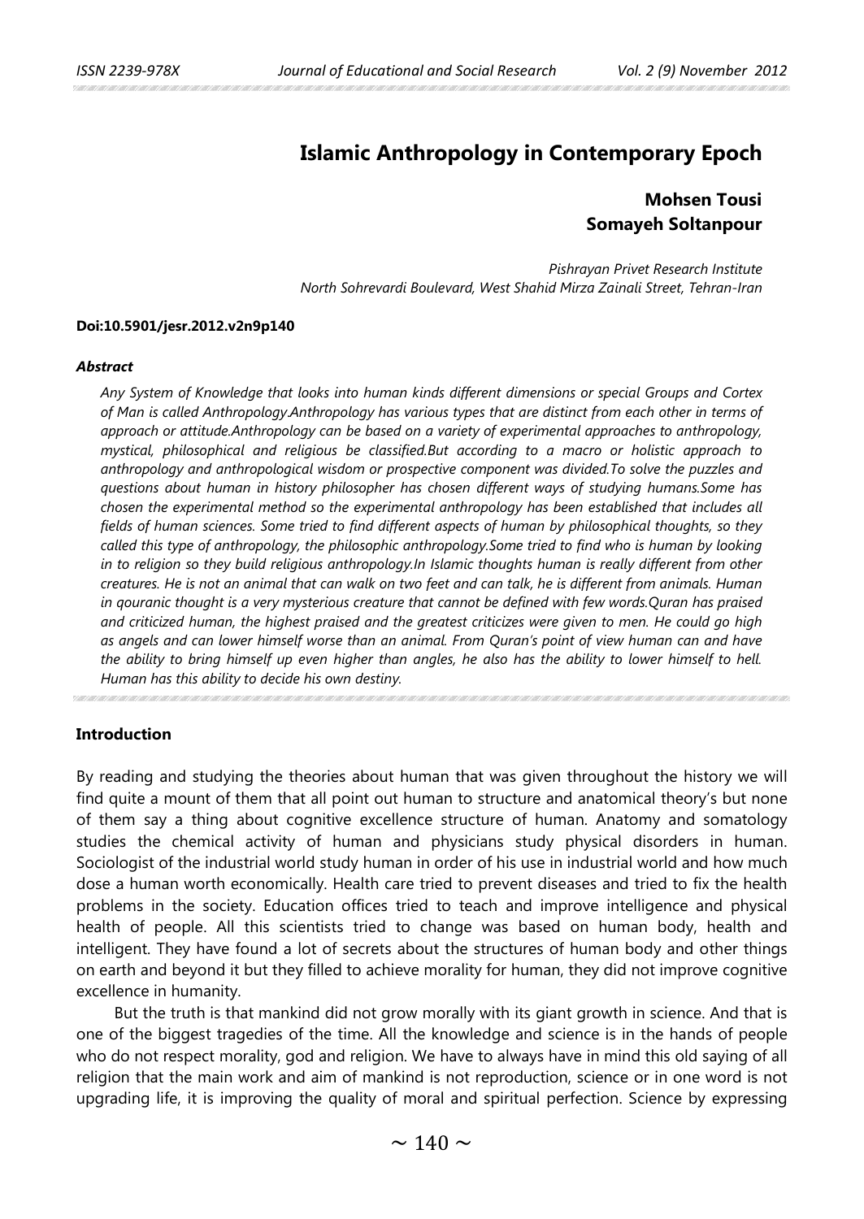# Islamic Anthropology in Contemporary Epoch

**Mohsen Tousi**
**Somayeh Soltanpour**

*Pishrayan Privet Research Institute*
*North Sohrevardi Boulevard, West Shahid Mirza Zainali Street, Tehran-Iran*

**Doi:10.5901/jesr.2012.v2n9p140**

***Abstract***

*Any System of Knowledge that looks into human kinds different dimensions or special Groups and Cortex of Man is called Anthropology.Anthropology has various types that are distinct from each other in terms of approach or attitude.Anthropology can be based on a variety of experimental approaches to anthropology, mystical, philosophical and religious be classified.But according to a macro or holistic approach to anthropology and anthropological wisdom or prospective component was divided.To solve the puzzles and questions about human in history philosopher has chosen different ways of studying humans.Some has chosen the experimental method so the experimental anthropology has been established that includes all fields of human sciences. Some tried to find different aspects of human by philosophical thoughts, so they called this type of anthropology, the philosophic anthropology.Some tried to find who is human by looking in to religion so they build religious anthropology.In Islamic thoughts human is really different from other creatures. He is not an animal that can walk on two feet and can talk, he is different from animals. Human in qouranic thought is a very mysterious creature that cannot be defined with few words.Quran has praised and criticized human, the highest praised and the greatest criticizes were given to men. He could go high as angels and can lower himself worse than an animal. From Quran's point of view human can and have the ability to bring himself up even higher than angles, he also has the ability to lower himself to hell. Human has this ability to decide his own destiny.*

## Introduction

By reading and studying the theories about human that was given throughout the history we will find quite a mount of them that all point out human to structure and anatomical theory's but none of them say a thing about cognitive excellence structure of human. Anatomy and somatology studies the chemical activity of human and physicians study physical disorders in human. Sociologist of the industrial world study human in order of his use in industrial world and how much dose a human worth economically. Health care tried to prevent diseases and tried to fix the health problems in the society. Education offices tried to teach and improve intelligence and physical health of people. All this scientists tried to change was based on human body, health and intelligent. They have found a lot of secrets about the structures of human body and other things on earth and beyond it but they filled to achieve morality for human, they did not improve cognitive excellence in humanity.

But the truth is that mankind did not grow morally with its giant growth in science. And that is one of the biggest tragedies of the time. All the knowledge and science is in the hands of people who do not respect morality, god and religion. We have to always have in mind this old saying of all religion that the main work and aim of mankind is not reproduction, science or in one word is not upgrading life, it is improving the quality of moral and spiritual perfection. Science by expressing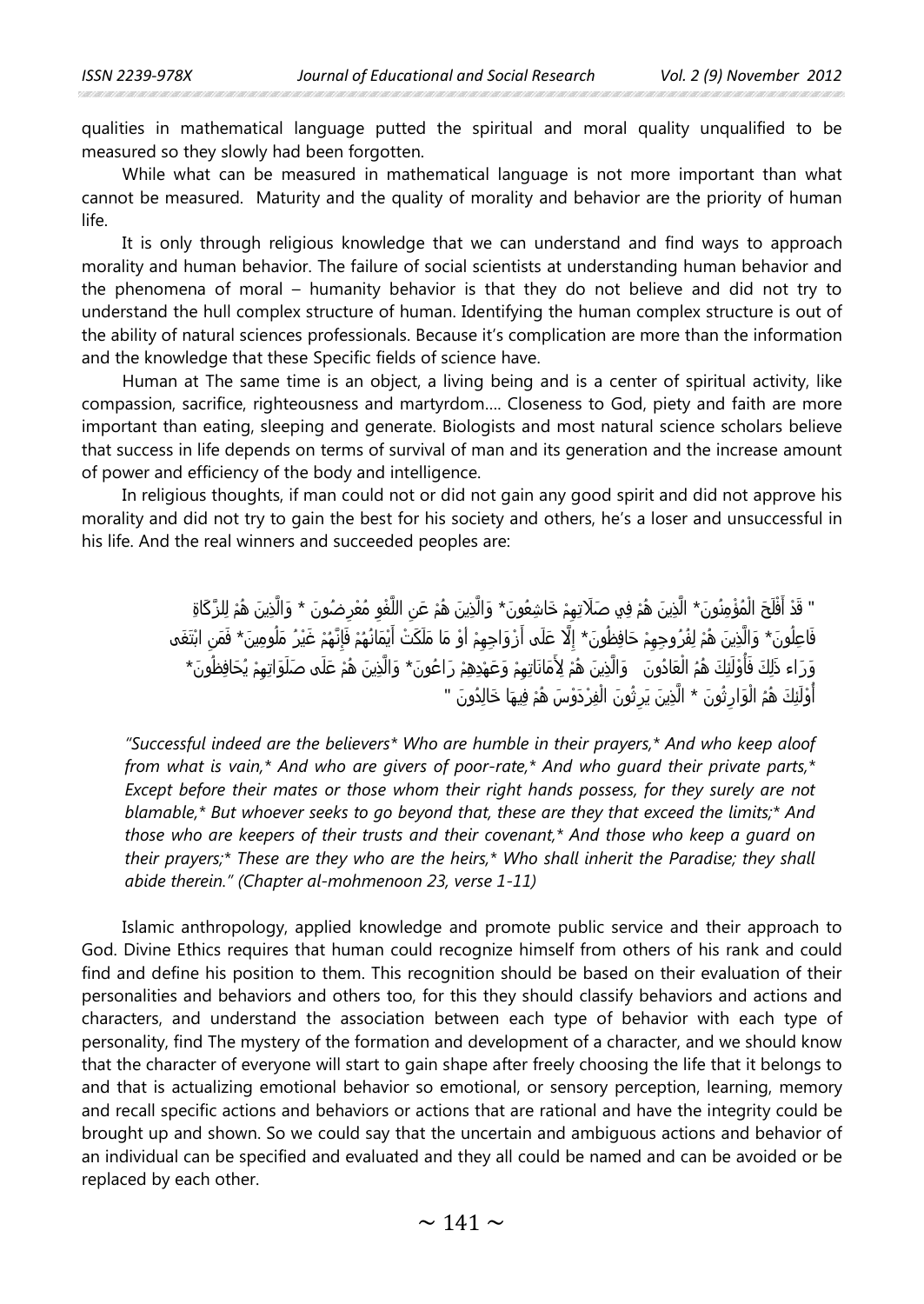qualities in mathematical language putted the spiritual and moral quality unqualified to be measured so they slowly had been forgotten.

While what can be measured in mathematical language is not more important than what cannot be measured. Maturity and the quality of morality and behavior are the priority of human life.

It is only through religious knowledge that we can understand and find ways to approach morality and human behavior. The failure of social scientists at understanding human behavior and the phenomena of moral – humanity behavior is that they do not believe and did not try to understand the hull complex structure of human. Identifying the human complex structure is out of the ability of natural sciences professionals. Because it's complication are more than the information and the knowledge that these Specific fields of science have.

Human at The same time is an object, a living being and is a center of spiritual activity, like compassion, sacrifice, righteousness and martyrdom.... Closeness to God, piety and faith are more important than eating, sleeping and generate. Biologists and most natural science scholars believe that success in life depends on terms of survival of man and its generation and the increase amount of power and efficiency of the body and intelligence.

In religious thoughts, if man could not or did not gain any good spirit and did not approve his morality and did not try to gain the best for his society and others, he's a loser and unsuccessful in his life. And the real winners and succeeded peoples are:

" قَدْ أَفْلَحَ الْمُؤْمِنُونَ* الَّذِينَ هُمْ فِي صَلَاتِهِمْ خَاشِعُونَ* وَالَّذِينَ هُمْ عَنِ اللَّغْوِ مُعْرِضُونَ * وَالَّذِينَ هُمْ لِلزَّكَاةِ فَاعِلُونَ* وَالَّذِينَ هُمْ لِفُرُوجِهِمْ حَافِظُونَ* إِلَّا عَلَى أَزْوَاجِهِمْ أَوْ مَا مَلَكَتْ أَيْمَانُهُمْ فَإِنَّهُمْ غَيْرُ مَلُومِينَ* فَمَنِ ابْتَغَى وَرَاء ذَلِكَ فَأُوْلَئِكَ هُمُ الْعَادُونَ وَالَّذِينَ هُمْ لِأَمَانَاتِهِمْ وَعَهْدِهِمْ رَاعُونَ* وَالَّذِينَ هُمْ عَلَى صَلَوَاتِهِمْ يُحَافِظُونَ* أُوْلَئِكَ هُمُ الْوَارِثُونَ * الَّذِينَ يَرِثُونَ الْفِرْدَوْسَ هُمْ فِيهَا خَالِدُونَ "

*"Successful indeed are the believers* Who are humble in their prayers,* And who keep aloof from what is vain,* And who are givers of poor-rate,* And who guard their private parts,* Except before their mates or those whom their right hands possess, for they surely are not blamable,* But whoever seeks to go beyond that, these are they that exceed the limits;* And those who are keepers of their trusts and their covenant,* And those who keep a guard on their prayers;* These are they who are the heirs,* Who shall inherit the Paradise; they shall abide therein." (Chapter al-mohmenoon 23, verse 1-11)*

Islamic anthropology, applied knowledge and promote public service and their approach to God. Divine Ethics requires that human could recognize himself from others of his rank and could find and define his position to them. This recognition should be based on their evaluation of their personalities and behaviors and others too, for this they should classify behaviors and actions and characters, and understand the association between each type of behavior with each type of personality, find The mystery of the formation and development of a character, and we should know that the character of everyone will start to gain shape after freely choosing the life that it belongs to and that is actualizing emotional behavior so emotional, or sensory perception, learning, memory and recall specific actions and behaviors or actions that are rational and have the integrity could be brought up and shown. So we could say that the uncertain and ambiguous actions and behavior of an individual can be specified and evaluated and they all could be named and can be avoided or be replaced by each other.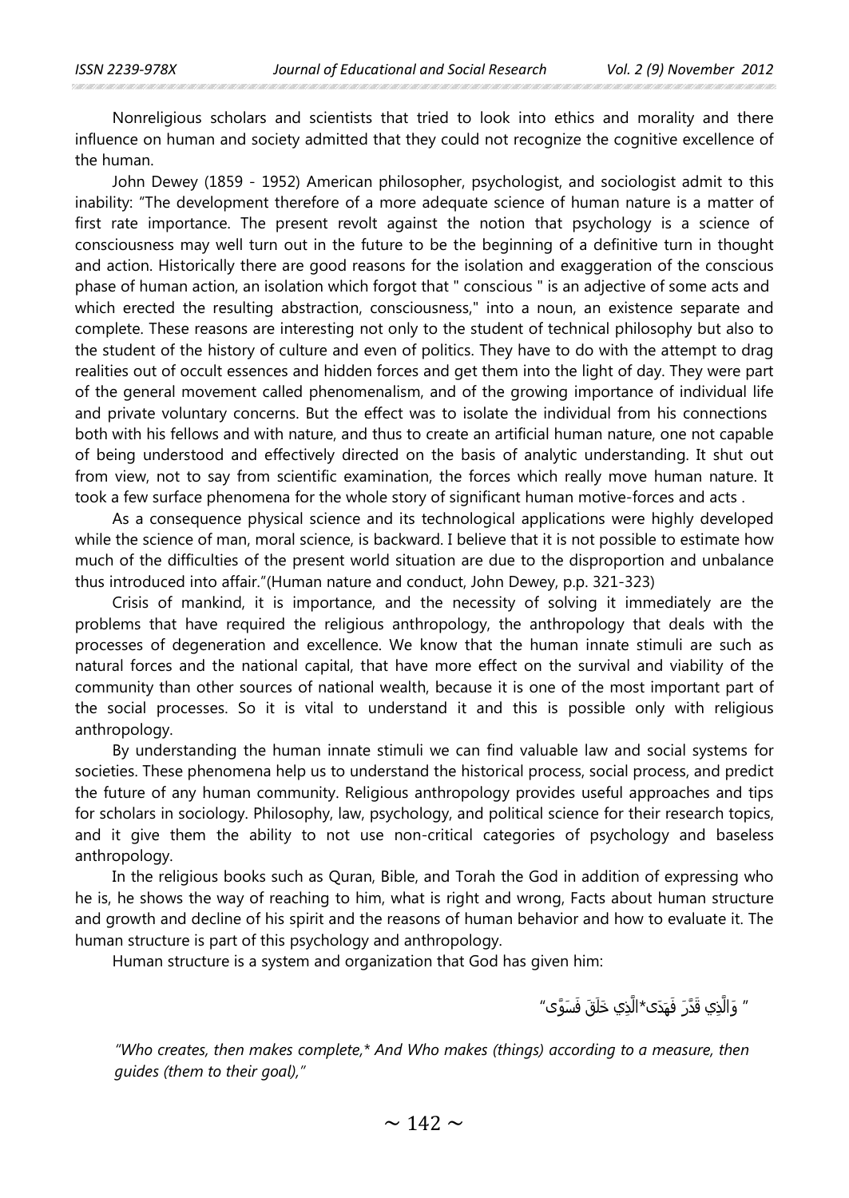Nonreligious scholars and scientists that tried to look into ethics and morality and there influence on human and society admitted that they could not recognize the cognitive excellence of the human.

John Dewey (1859 - 1952) American philosopher, psychologist, and sociologist admit to this inability: "The development therefore of a more adequate science of human nature is a matter of first rate importance. The present revolt against the notion that psychology is a science of consciousness may well turn out in the future to be the beginning of a definitive turn in thought and action. Historically there are good reasons for the isolation and exaggeration of the conscious phase of human action, an isolation which forgot that " conscious " is an adjective of some acts and which erected the resulting abstraction, consciousness," into a noun, an existence separate and complete. These reasons are interesting not only to the student of technical philosophy but also to the student of the history of culture and even of politics. They have to do with the attempt to drag realities out of occult essences and hidden forces and get them into the light of day. They were part of the general movement called phenomenalism, and of the growing importance of individual life and private voluntary concerns. But the effect was to isolate the individual from his connections both with his fellows and with nature, and thus to create an artificial human nature, one not capable of being understood and effectively directed on the basis of analytic understanding. It shut out from view, not to say from scientific examination, the forces which really move human nature. It took a few surface phenomena for the whole story of significant human motive-forces and acts .

As a consequence physical science and its technological applications were highly developed while the science of man, moral science, is backward. I believe that it is not possible to estimate how much of the difficulties of the present world situation are due to the disproportion and unbalance thus introduced into affair."(Human nature and conduct, John Dewey, p.p. 321-323)

Crisis of mankind, it is importance, and the necessity of solving it immediately are the problems that have required the religious anthropology, the anthropology that deals with the processes of degeneration and excellence. We know that the human innate stimuli are such as natural forces and the national capital, that have more effect on the survival and viability of the community than other sources of national wealth, because it is one of the most important part of the social processes. So it is vital to understand it and this is possible only with religious anthropology.

By understanding the human innate stimuli we can find valuable law and social systems for societies. These phenomena help us to understand the historical process, social process, and predict the future of any human community. Religious anthropology provides useful approaches and tips for scholars in sociology. Philosophy, law, psychology, and political science for their research topics, and it give them the ability to not use non-critical categories of psychology and baseless anthropology.

In the religious books such as Quran, Bible, and Torah the God in addition of expressing who he is, he shows the way of reaching to him, what is right and wrong, Facts about human structure and growth and decline of his spirit and the reasons of human behavior and how to evaluate it. The human structure is part of this psychology and anthropology.

Human structure is a system and organization that God has given him:

" وَالَّذِي قَدَّرَ فَهَدَى*الَّذِي خَلَقَ فَسَوَّى"

*"Who creates, then makes complete,* And Who makes (things) according to a measure, then guides (them to their goal),"*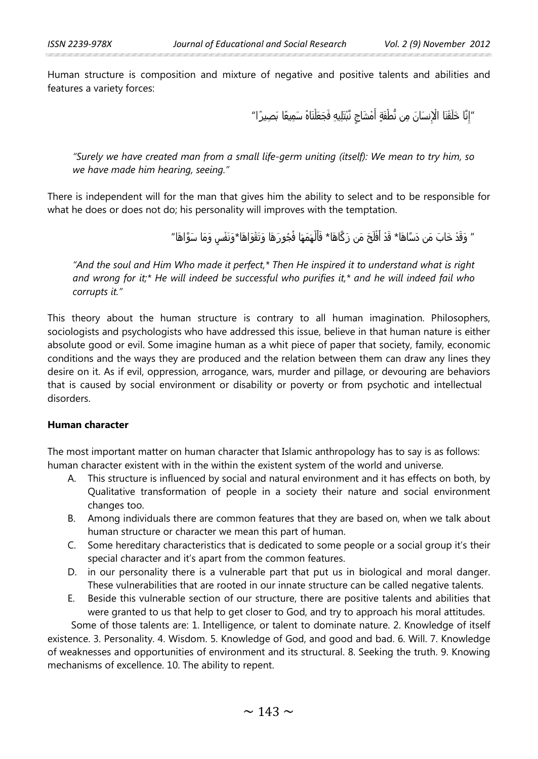Human structure is composition and mixture of negative and positive talents and abilities and features a variety forces:

"إِنَّا خَلَقْنَا الْإِنسَانَ مِن نُّطْفَةٍ أَمْشَاجٍ نَّبْتَلِيهِ فَجَعَلْنَاهُ سَمِيعًا بَصِيرًا"

*"Surely we have created man from a small life-germ uniting (itself): We mean to try him, so we have made him hearing, seeing."*

There is independent will for the man that gives him the ability to select and to be responsible for what he does or does not do; his personality will improves with the temptation.

" وَقَدْ خَابَ مَن دَسَّاهَا* قَدْ أَفْلَحَ مَن زَكَّاهَا* فَأَلْهَمَهَا فُجُورَهَا وَتَقْوَاهَا*وَنَفْسٍ وَمَا سَوَّاهَا"

*"And the soul and Him Who made it perfect,* Then He inspired it to understand what is right and wrong for it;* He will indeed be successful who purifies it,* and he will indeed fail who corrupts it."*

This theory about the human structure is contrary to all human imagination. Philosophers, sociologists and psychologists who have addressed this issue, believe in that human nature is either absolute good or evil. Some imagine human as a whit piece of paper that society, family, economic conditions and the ways they are produced and the relation between them can draw any lines they desire on it. As if evil, oppression, arrogance, wars, murder and pillage, or devouring are behaviors that is caused by social environment or disability or poverty or from psychotic and intellectual disorders.

**Human character**

The most important matter on human character that Islamic anthropology has to say is as follows: human character existent with in the within the existent system of the world and universe.

A. This structure is influenced by social and natural environment and it has effects on both, by Qualitative transformation of people in a society their nature and social environment changes too.
B. Among individuals there are common features that they are based on, when we talk about human structure or character we mean this part of human.
C. Some hereditary characteristics that is dedicated to some people or a social group it's their special character and it's apart from the common features.
D. in our personality there is a vulnerable part that put us in biological and moral danger. These vulnerabilities that are rooted in our innate structure can be called negative talents.
E. Beside this vulnerable section of our structure, there are positive talents and abilities that were granted to us that help to get closer to God, and try to approach his moral attitudes.

Some of those talents are: 1. Intelligence, or talent to dominate nature. 2. Knowledge of itself existence. 3. Personality. 4. Wisdom. 5. Knowledge of God, and good and bad. 6. Will. 7. Knowledge of weaknesses and opportunities of environment and its structural. 8. Seeking the truth. 9. Knowing mechanisms of excellence. 10. The ability to repent.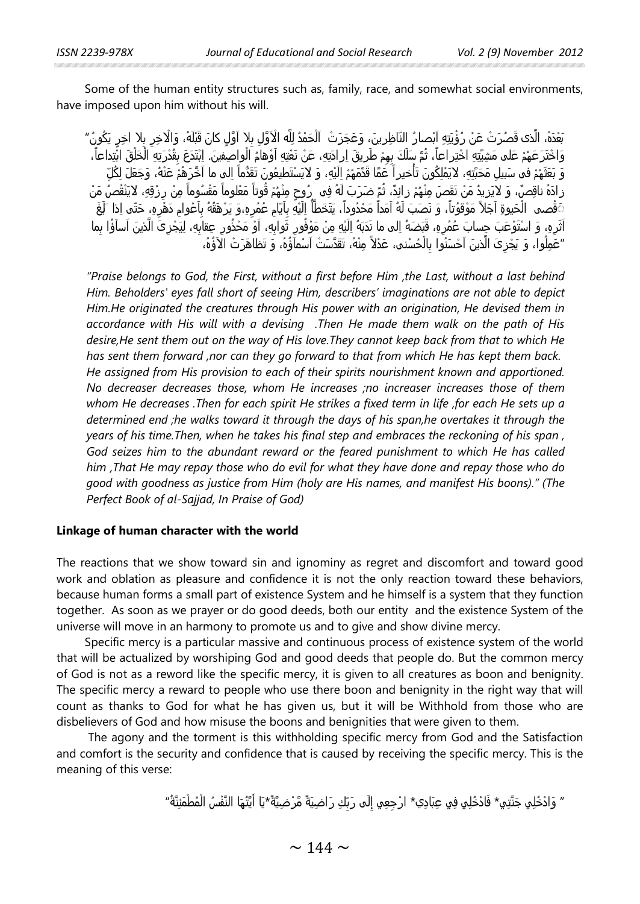Some of the human entity structures such as, family, race, and somewhat social environments, have imposed upon him without his will.

"اَلْحَمْدُ لِلّه الْاَوَّلِ بِلا اَوَّلٍ كانَ قَبْلَهُ، وَالْاخِرِ بِلا اخِرٍ يَكُونُ بَعْدَهُ، الَّذى قَصُرَتْ عَنْ رُؤْيَتِهِ اَبْصارُ النّاظِرينَ، وَعَجَزَتْ عَنْ نَعْتِهِ اَوْهامُ الْواصِفينَ. اِبْتَدَعَ بِقُدْرَتِهِ الْخَلْقَ ابْتِداعاً، وَاخْتَرَعَهُمْ عَلى مَشِيَّتِهِ اخْتِراعاً، ثُمَّ سَلَكَ بِهِمْ طَريقَ اِرادَتِهِ، وَ بَعَثَهُمْ فى سَبيلِ مَحَبَّتِهِ، لايَمْلِكُونَ تَأْخيراً عَمّا قَدَّمَهُمْ اِلَيْهِ، وَ لايَسْتَطيعُونَ تَقَدُّماً اِلى ما اَخَّرَهُمْ عَنْهُ، وَجَعَلَ لِكُلِّ رُوحٍ مِنْهُمْ قُوتاً مَعْلوماً مَقْسُوماً مِنْ رِزْقِهِ، لايَنْقُصُ مَنْ زادَهُ ناقِصٌ، وَ لايَزيدُ مَنْ نَقَصَ مِنْهُمْ زائِدٌ، ثُمَّ ضَرَبَ لَهُ فِى الْحَيوةِ اَجَلاً مَوْقُوتاً، وَ نَصَبَ لَهُ اَمَداً مَحْدُوداً، يَتَخَطّأُ اِلَيْهِ بِاَيّامِ عُمُرِهِ،وَ يَرْهَقُهُ بِاَعْوامِ دَهْرِهِ، حَتّى اِذا بَلَغَ اَقْصى اَثَرِهِ، وَ اسْتَوْعَبَ حِسابَ عُمُرِهِ، قَبَضَهُ اِلى ما نَدَبَهُ اِلَيْهِ مِنْ مَوْفُورِ ثَوابِهِ، اَوْ مَحْذُورِ عِقابِهِ، لِيَجْزِىَ الَّذينَ اَساؤُا بِما عَمِلُوا، وَ يَجْزِىَ الَّذينَ اَحْسَنُوا بِالْحُسْنى، عَدْلاً مِنْهُ، تَقَدَّسَتْ اَسْماؤُهُ، وَ تَظاهَرَتْ الاؤُهُ،"

*"Praise belongs to God, the First, without a first before Him ,the Last, without a last behind Him. Beholders' eyes fall short of seeing Him, describers' imaginations are not able to depict Him.He originated the creatures through His power with an origination, He devised them in accordance with His will with a devising .Then He made them walk on the path of His desire,He sent them out on the way of His love.They cannot keep back from that to which He has sent them forward ,nor can they go forward to that from which He has kept them back. He assigned from His provision to each of their spirits nourishment known and apportioned. No decreaser decreases those, whom He increases ;no increaser increases those of them whom He decreases .Then for each spirit He strikes a fixed term in life ,for each He sets up a determined end ;he walks toward it through the days of his span,he overtakes it through the years of his time.Then, when he takes his final step and embraces the reckoning of his span , God seizes him to the abundant reward or the feared punishment to which He has called him ,That He may repay those who do evil for what they have done and repay those who do good with goodness as justice from Him (holy are His names, and manifest His boons)." (The Perfect Book of al-Sajjad, In Praise of God)*

**Linkage of human character with the world**

The reactions that we show toward sin and ignominy as regret and discomfort and toward good work and oblation as pleasure and confidence it is not the only reaction toward these behaviors, because human forms a small part of existence System and he himself is a system that they function together. As soon as we prayer or do good deeds, both our entity and the existence System of the universe will move in an harmony to promote us and to give and show divine mercy.

Specific mercy is a particular massive and continuous process of existence system of the world that will be actualized by worshiping God and good deeds that people do. But the common mercy of God is not as a reword like the specific mercy, it is given to all creatures as boon and benignity. The specific mercy a reward to people who use there boon and benignity in the right way that will count as thanks to God for what he has given us, but it will be Withhold from those who are disbelievers of God and how misuse the boons and benignities that were given to them.

The agony and the torment is this withholding specific mercy from God and the Satisfaction and comfort is the security and confidence that is caused by receiving the specific mercy. This is the meaning of this verse:

"يَا أَيَّتُهَا النَّفْسُ الْمُطْمَئِنَّةُ* ارْجِعِي إِلَى رَبِّكِ رَاضِيَةً مَّرْضِيَّةً* فَادْخُلِي فِي عِبَادِي* وَادْخُلِي جَنَّتِي "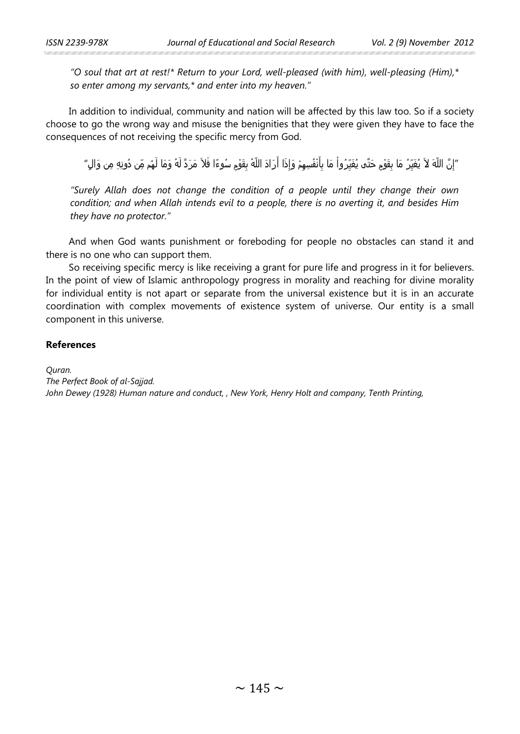*"O soul that art at rest!* Return to your Lord, well-pleased (with him), well-pleasing (Him),* so enter among my servants,* and enter into my heaven."*

In addition to individual, community and nation will be affected by this law too. So if a society choose to go the wrong way and misuse the benignities that they were given they have to face the consequences of not receiving the specific mercy from God.

"إِنَّ اللّهَ لاَ يُغَيِّرُ مَا بِقَوْمٍ حَتَّى يُغَيِّرُواْ مَا بِأَنْفُسِهِمْ وَإِذَا أَرَادَ اللّهُ بِقَوْمٍ سُوءًا فَلاَ مَرَدَّ لَهُ وَمَا لَهُم مِّن دُونِهِ مِن وَالٍ"

*"Surely Allah does not change the condition of a people until they change their own condition; and when Allah intends evil to a people, there is no averting it, and besides Him they have no protector."*

And when God wants punishment or foreboding for people no obstacles can stand it and there is no one who can support them.

So receiving specific mercy is like receiving a grant for pure life and progress in it for believers. In the point of view of Islamic anthropology progress in morality and reaching for divine morality for individual entity is not apart or separate from the universal existence but it is in an accurate coordination with complex movements of existence system of universe. Our entity is a small component in this universe.

## References

*Quran.*

*The Perfect Book of al-Sajjad.*

*John Dewey (1928) Human nature and conduct, , New York, Henry Holt and company, Tenth Printing,*